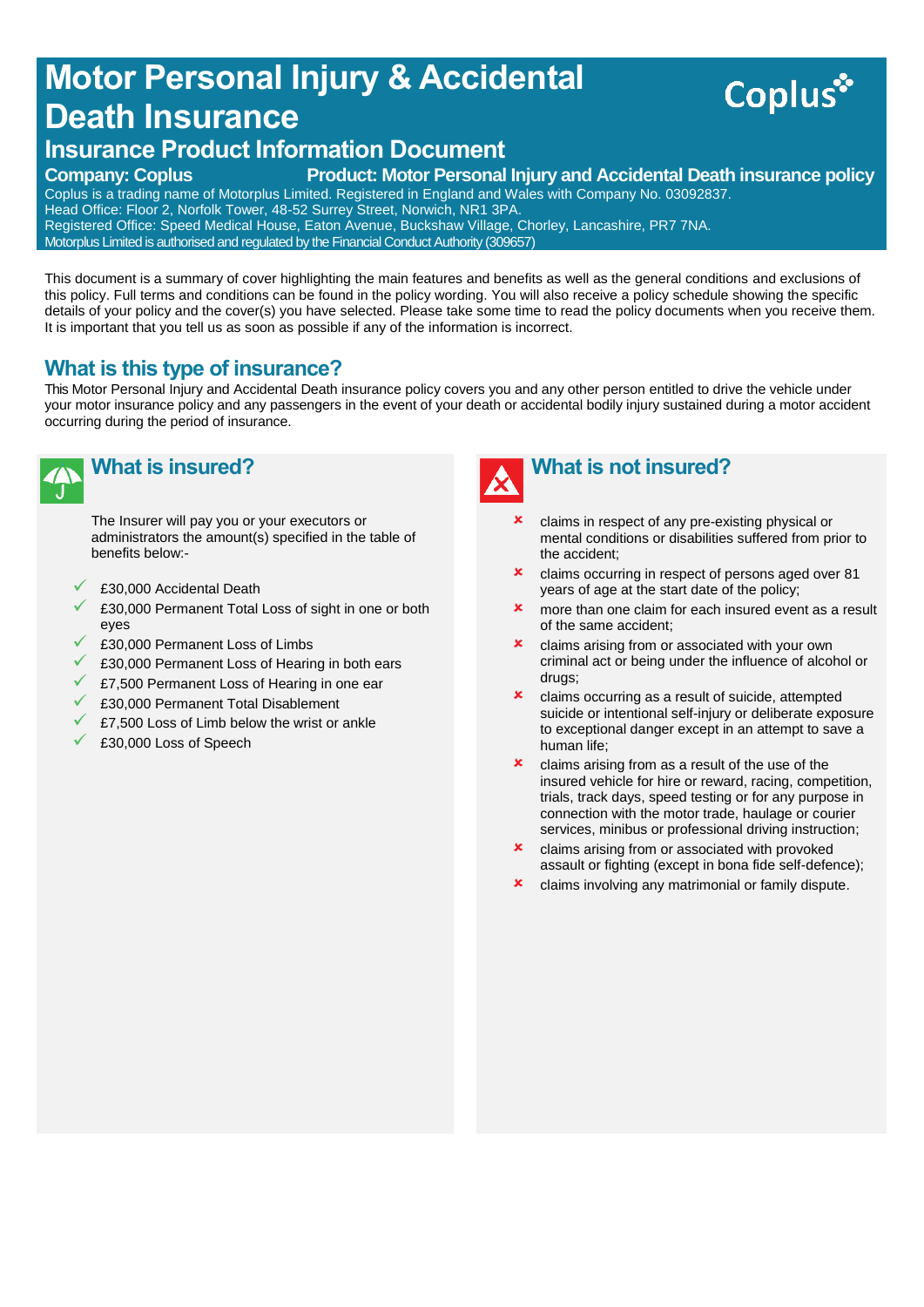# Motor Personal Injury & Accidental Death Insurance

## Insurance Product Information Document

**Company: Coplus** **Product: Motor Personal Injury and Accidental Death insurance policy**

Coplus is a trading name of Motorplus Limited. Registered in England and Wales with Company No. 03092837.
Head Office: Floor 2, Norfolk Tower, 48-52 Surrey Street, Norwich, NR1 3PA.
Registered Office: Speed Medical House, Eaton Avenue, Buckshaw Village, Chorley, Lancashire, PR7 7NA.
Motorplus Limited is authorised and regulated by the Financial Conduct Authority (309657)

This document is a summary of cover highlighting the main features and benefits as well as the general conditions and exclusions of this policy. Full terms and conditions can be found in the policy wording. You will also receive a policy schedule showing the specific details of your policy and the cover(s) you have selected. Please take some time to read the policy documents when you receive them. It is important that you tell us as soon as possible if any of the information is incorrect.

## What is this type of insurance?

This Motor Personal Injury and Accidental Death insurance policy covers you and any other person entitled to drive the vehicle under your motor insurance policy and any passengers in the event of your death or accidental bodily injury sustained during a motor accident occurring during the period of insurance.

## What is insured?

The Insurer will pay you or your executors or administrators the amount(s) specified in the table of benefits below:-

- ✓ £30,000 Accidental Death
- ✓ £30,000 Permanent Total Loss of sight in one or both eyes
- ✓ £30,000 Permanent Loss of Limbs
- ✓ £30,000 Permanent Loss of Hearing in both ears
- ✓ £7,500 Permanent Loss of Hearing in one ear
- ✓ £30,000 Permanent Total Disablement
- ✓ £7,500 Loss of Limb below the wrist or ankle
- ✓ £30,000 Loss of Speech

## What is not insured?

- ✗ claims in respect of any pre-existing physical or mental conditions or disabilities suffered from prior to the accident;
- ✗ claims occurring in respect of persons aged over 81 years of age at the start date of the policy;
- ✗ more than one claim for each insured event as a result of the same accident;
- ✗ claims arising from or associated with your own criminal act or being under the influence of alcohol or drugs;
- ✗ claims occurring as a result of suicide, attempted suicide or intentional self-injury or deliberate exposure to exceptional danger except in an attempt to save a human life;
- ✗ claims arising from as a result of the use of the insured vehicle for hire or reward, racing, competition, trials, track days, speed testing or for any purpose in connection with the motor trade, haulage or courier services, minibus or professional driving instruction;
- ✗ claims arising from or associated with provoked assault or fighting (except in bona fide self-defence);
- ✗ claims involving any matrimonial or family dispute.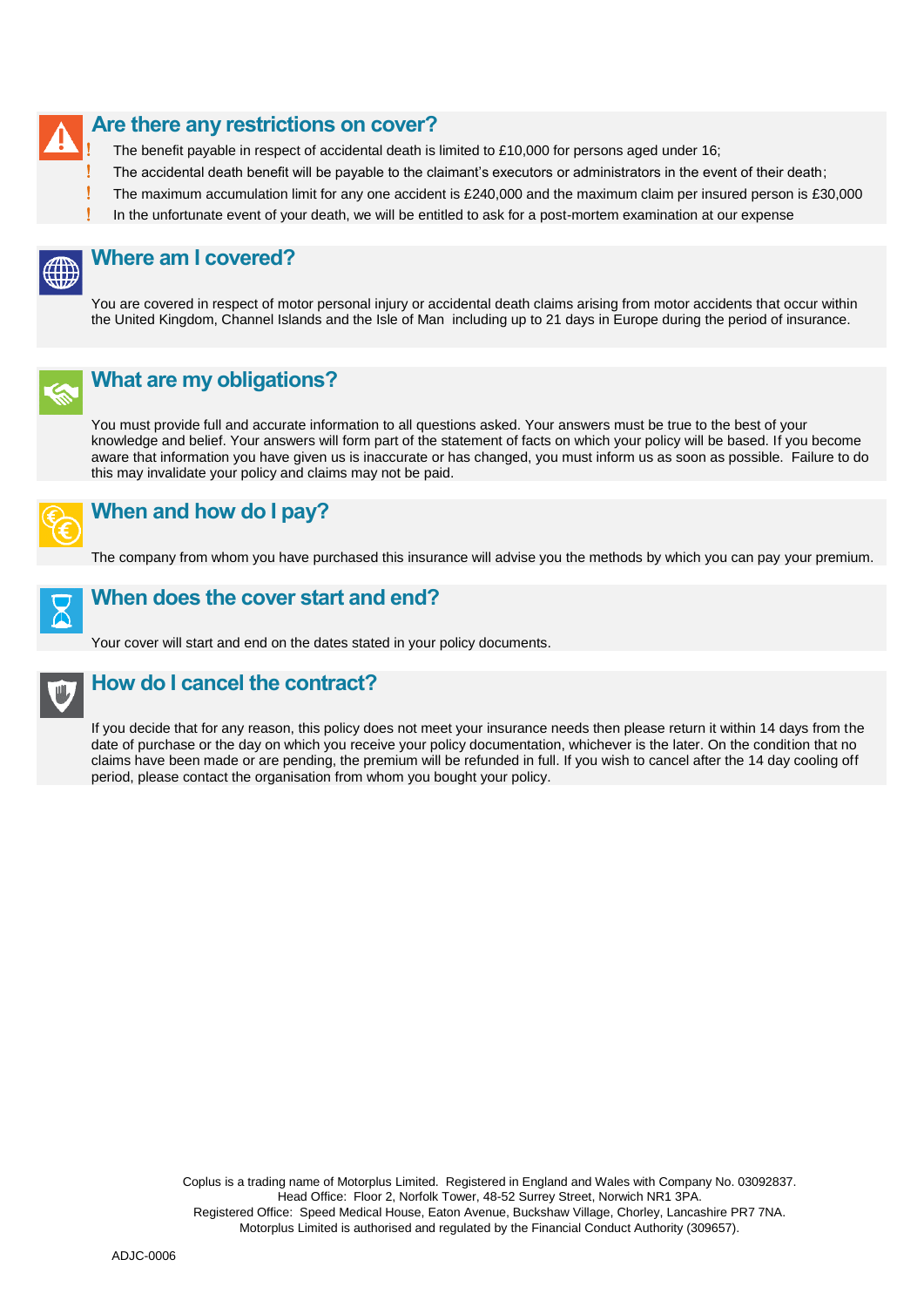## Are there any restrictions on cover?

- ! The benefit payable in respect of accidental death is limited to £10,000 for persons aged under 16;
- ! The accidental death benefit will be payable to the claimant's executors or administrators in the event of their death;
- ! The maximum accumulation limit for any one accident is £240,000 and the maximum claim per insured person is £30,000
- ! In the unfortunate event of your death, we will be entitled to ask for a post-mortem examination at our expense

## Where am I covered?

You are covered in respect of motor personal injury or accidental death claims arising from motor accidents that occur within the United Kingdom, Channel Islands and the Isle of Man including up to 21 days in Europe during the period of insurance.

## What are my obligations?

You must provide full and accurate information to all questions asked. Your answers must be true to the best of your knowledge and belief. Your answers will form part of the statement of facts on which your policy will be based. If you become aware that information you have given us is inaccurate or has changed, you must inform us as soon as possible. Failure to do this may invalidate your policy and claims may not be paid.

## When and how do I pay?

The company from whom you have purchased this insurance will advise you the methods by which you can pay your premium.

## When does the cover start and end?

Your cover will start and end on the dates stated in your policy documents.

## How do I cancel the contract?

If you decide that for any reason, this policy does not meet your insurance needs then please return it within 14 days from the date of purchase or the day on which you receive your policy documentation, whichever is the later. On the condition that no claims have been made or are pending, the premium will be refunded in full. If you wish to cancel after the 14 day cooling off period, please contact the organisation from whom you bought your policy.

Coplus is a trading name of Motorplus Limited. Registered in England and Wales with Company No. 03092837.
Head Office: Floor 2, Norfolk Tower, 48-52 Surrey Street, Norwich NR1 3PA.
Registered Office: Speed Medical House, Eaton Avenue, Buckshaw Village, Chorley, Lancashire PR7 7NA.
Motorplus Limited is authorised and regulated by the Financial Conduct Authority (309657).

ADJC-0006